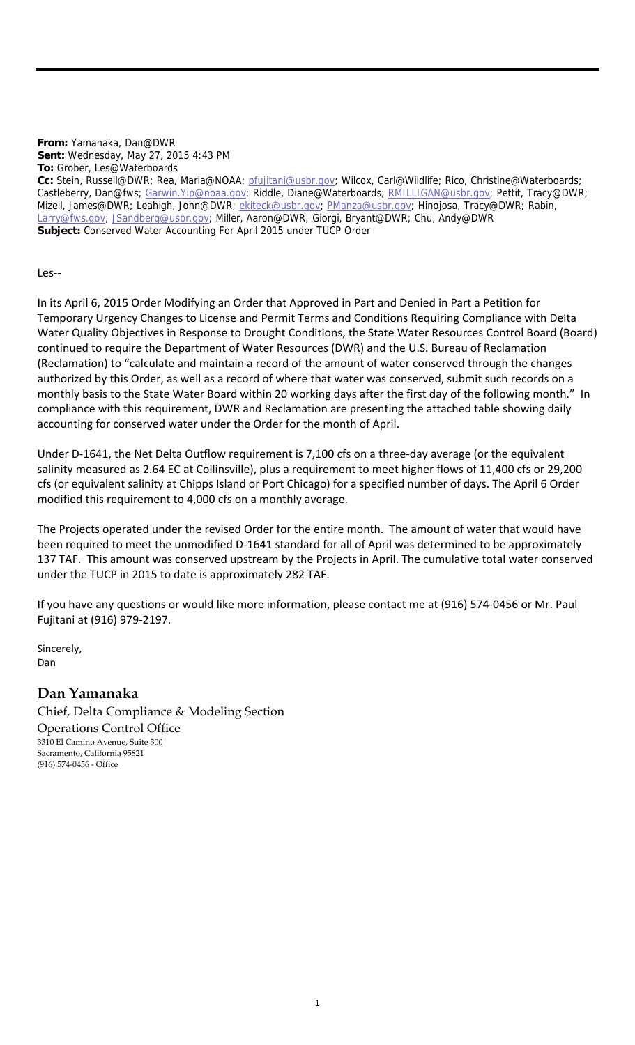**From:** Yamanaka, Dan@DWR
**Sent:** Wednesday, May 27, 2015 4:43 PM
**To:** Grober, Les@Waterboards
**Cc:** Stein, Russell@DWR; Rea, Maria@NOAA; pfujitani@usbr.gov; Wilcox, Carl@Wildlife; Rico, Christine@Waterboards; Castleberry, Dan@fws; Garwin.Yip@noaa.gov; Riddle, Diane@Waterboards; RMILLIGAN@usbr.gov; Pettit, Tracy@DWR; Mizell, James@DWR; Leahigh, John@DWR; ekiteck@usbr.gov; PManza@usbr.gov; Hinojosa, Tracy@DWR; Rabin, Larry@fws.gov; JSandberg@usbr.gov; Miller, Aaron@DWR; Giorgi, Bryant@DWR; Chu, Andy@DWR
**Subject:** Conserved Water Accounting For April 2015 under TUCP Order

Les--

In its April 6, 2015 Order Modifying an Order that Approved in Part and Denied in Part a Petition for Temporary Urgency Changes to License and Permit Terms and Conditions Requiring Compliance with Delta Water Quality Objectives in Response to Drought Conditions, the State Water Resources Control Board (Board) continued to require the Department of Water Resources (DWR) and the U.S. Bureau of Reclamation (Reclamation) to "calculate and maintain a record of the amount of water conserved through the changes authorized by this Order, as well as a record of where that water was conserved, submit such records on a monthly basis to the State Water Board within 20 working days after the first day of the following month." In compliance with this requirement, DWR and Reclamation are presenting the attached table showing daily accounting for conserved water under the Order for the month of April.

Under D-1641, the Net Delta Outflow requirement is 7,100 cfs on a three-day average (or the equivalent salinity measured as 2.64 EC at Collinsville), plus a requirement to meet higher flows of 11,400 cfs or 29,200 cfs (or equivalent salinity at Chipps Island or Port Chicago) for a specified number of days. The April 6 Order modified this requirement to 4,000 cfs on a monthly average.

The Projects operated under the revised Order for the entire month. The amount of water that would have been required to meet the unmodified D-1641 standard for all of April was determined to be approximately 137 TAF. This amount was conserved upstream by the Projects in April. The cumulative total water conserved under the TUCP in 2015 to date is approximately 282 TAF.

If you have any questions or would like more information, please contact me at (916) 574-0456 or Mr. Paul Fujitani at (916) 979-2197.

Sincerely,
Dan

**Dan Yamanaka**
Chief, Delta Compliance & Modeling Section
Operations Control Office
3310 El Camino Avenue, Suite 300
Sacramento, California 95821
(916) 574-0456 - Office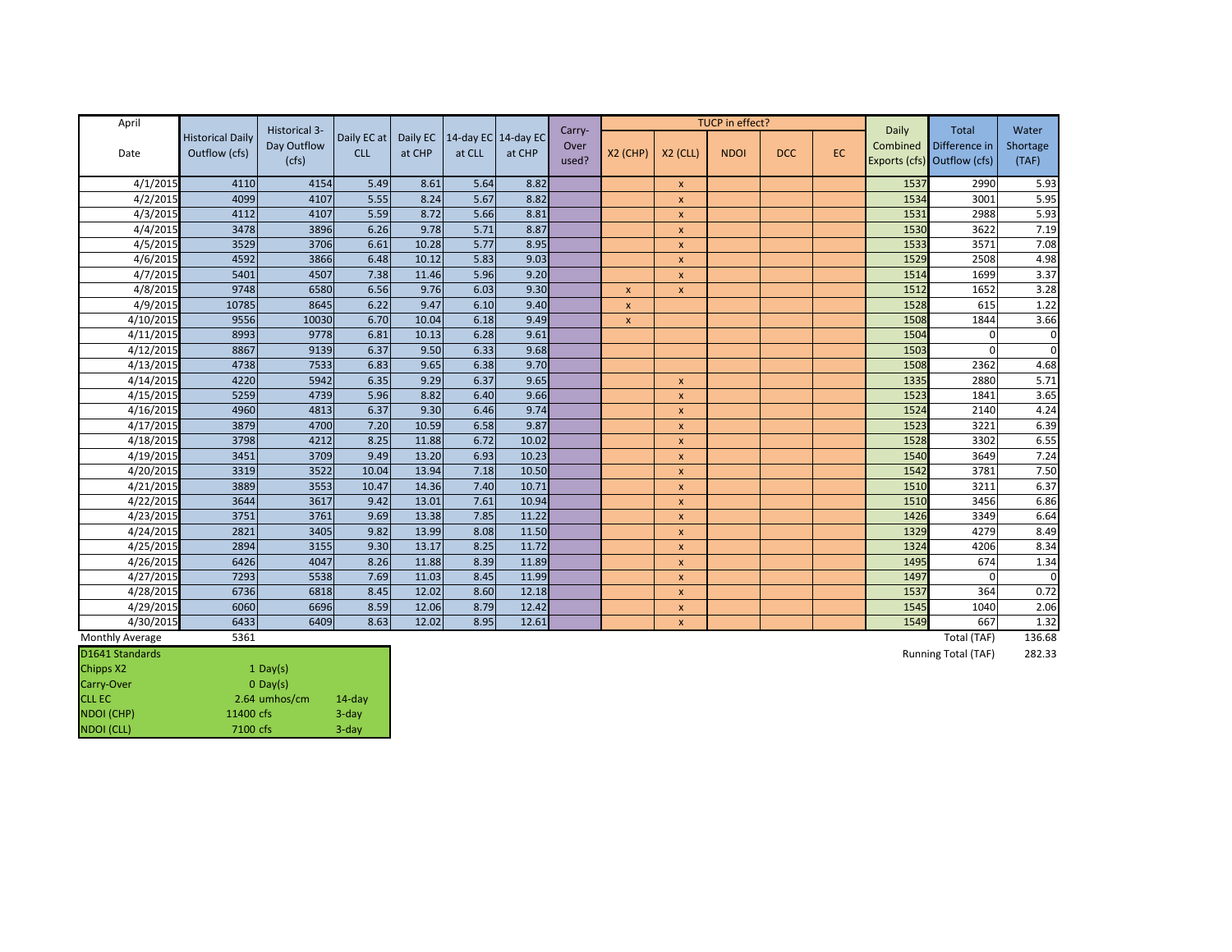| April<br><br>Date | Historical Daily Outflow (cfs) | Historical 3-Day Outflow (cfs) | Daily EC at CLL | Daily EC at CHP | 14-day EC at CLL | 14-day EC at CHP | Carry-Over used? | TUCP in effect? | | | | | Daily Combined Exports (cfs) | Total Difference in Outflow (cfs) | Water Shortage (TAF) |
|---|---|---|---|---|---|---|---|---|---|---|---|---|---|---|---|
| | | | | | | | | X2 (CHP) | X2 (CLL) | NDOI | DCC | EC | | | |
| 4/1/2015 | 4110 | 4154 | 5.49 | 8.61 | 5.64 | 8.82 | | | x | | | | 1537 | 2990 | 5.93 |
| 4/2/2015 | 4099 | 4107 | 5.55 | 8.24 | 5.67 | 8.82 | | | x | | | | 1534 | 3001 | 5.95 |
| 4/3/2015 | 4112 | 4107 | 5.59 | 8.72 | 5.66 | 8.81 | | | x | | | | 1531 | 2988 | 5.93 |
| 4/4/2015 | 3478 | 3896 | 6.26 | 9.78 | 5.71 | 8.87 | | | x | | | | 1530 | 3622 | 7.19 |
| 4/5/2015 | 3529 | 3706 | 6.61 | 10.28 | 5.77 | 8.95 | | | x | | | | 1533 | 3571 | 7.08 |
| 4/6/2015 | 4592 | 3866 | 6.48 | 10.12 | 5.83 | 9.03 | | | x | | | | 1529 | 2508 | 4.98 |
| 4/7/2015 | 5401 | 4507 | 7.38 | 11.46 | 5.96 | 9.20 | | | x | | | | 1514 | 1699 | 3.37 |
| 4/8/2015 | 9748 | 6580 | 6.56 | 9.76 | 6.03 | 9.30 | | x | x | | | | 1512 | 1652 | 3.28 |
| 4/9/2015 | 10785 | 8645 | 6.22 | 9.47 | 6.10 | 9.40 | | x | | | | | 1528 | 615 | 1.22 |
| 4/10/2015 | 9556 | 10030 | 6.70 | 10.04 | 6.18 | 9.49 | | x | | | | | 1508 | 1844 | 3.66 |
| 4/11/2015 | 8993 | 9778 | 6.81 | 10.13 | 6.28 | 9.61 | | | | | | | 1504 | 0 | 0 |
| 4/12/2015 | 8867 | 9139 | 6.37 | 9.50 | 6.33 | 9.68 | | | | | | | 1503 | 0 | 0 |
| 4/13/2015 | 4738 | 7533 | 6.83 | 9.65 | 6.38 | 9.70 | | | | | | | 1508 | 2362 | 4.68 |
| 4/14/2015 | 4220 | 5942 | 6.35 | 9.29 | 6.37 | 9.65 | | | x | | | | 1335 | 2880 | 5.71 |
| 4/15/2015 | 5259 | 4739 | 5.96 | 8.82 | 6.40 | 9.66 | | | x | | | | 1523 | 1841 | 3.65 |
| 4/16/2015 | 4960 | 4813 | 6.37 | 9.30 | 6.46 | 9.74 | | | x | | | | 1524 | 2140 | 4.24 |
| 4/17/2015 | 3879 | 4700 | 7.20 | 10.59 | 6.58 | 9.87 | | | x | | | | 1523 | 3221 | 6.39 |
| 4/18/2015 | 3798 | 4212 | 8.25 | 11.88 | 6.72 | 10.02 | | | x | | | | 1528 | 3302 | 6.55 |
| 4/19/2015 | 3451 | 3709 | 9.49 | 13.20 | 6.93 | 10.23 | | | x | | | | 1540 | 3649 | 7.24 |
| 4/20/2015 | 3319 | 3522 | 10.04 | 13.94 | 7.18 | 10.50 | | | x | | | | 1542 | 3781 | 7.50 |
| 4/21/2015 | 3889 | 3553 | 10.47 | 14.36 | 7.40 | 10.71 | | | x | | | | 1510 | 3211 | 6.37 |
| 4/22/2015 | 3644 | 3617 | 9.42 | 13.01 | 7.61 | 10.94 | | | x | | | | 1510 | 3456 | 6.86 |
| 4/23/2015 | 3751 | 3761 | 9.69 | 13.38 | 7.85 | 11.22 | | | x | | | | 1426 | 3349 | 6.64 |
| 4/24/2015 | 2821 | 3405 | 9.82 | 13.99 | 8.08 | 11.50 | | | x | | | | 1329 | 4279 | 8.49 |
| 4/25/2015 | 2894 | 3155 | 9.30 | 13.17 | 8.25 | 11.72 | | | x | | | | 1324 | 4206 | 8.34 |
| 4/26/2015 | 6426 | 4047 | 8.26 | 11.88 | 8.39 | 11.89 | | | x | | | | 1495 | 674 | 1.34 |
| 4/27/2015 | 7293 | 5538 | 7.69 | 11.03 | 8.45 | 11.99 | | | x | | | | 1497 | 0 | 0 |
| 4/28/2015 | 6736 | 6818 | 8.45 | 12.02 | 8.60 | 12.18 | | | x | | | | 1537 | 364 | 0.72 |
| 4/29/2015 | 6060 | 6696 | 8.59 | 12.06 | 8.79 | 12.42 | | | x | | | | 1545 | 1040 | 2.06 |
| 4/30/2015 | 6433 | 6409 | 8.63 | 12.02 | 8.95 | 12.61 | | | x | | | | 1549 | 667 | 1.32 |
| Monthly Average | 5361 | | | | | | | | | | | | | Total (TAF) | 136.68 |
| | | | | | | | | | | | | | | Running Total (TAF) | 282.33 |

| D1641 Standards | | |
|---|---|---|
| Chipps X2 | 1 Day(s) | |
| Carry-Over | 0 Day(s) | |
| CLL EC | 2.64 umhos/cm | 14-day |
| NDOI (CHP) | 11400 cfs | 3-day |
| NDOI (CLL) | 7100 cfs | 3-day |